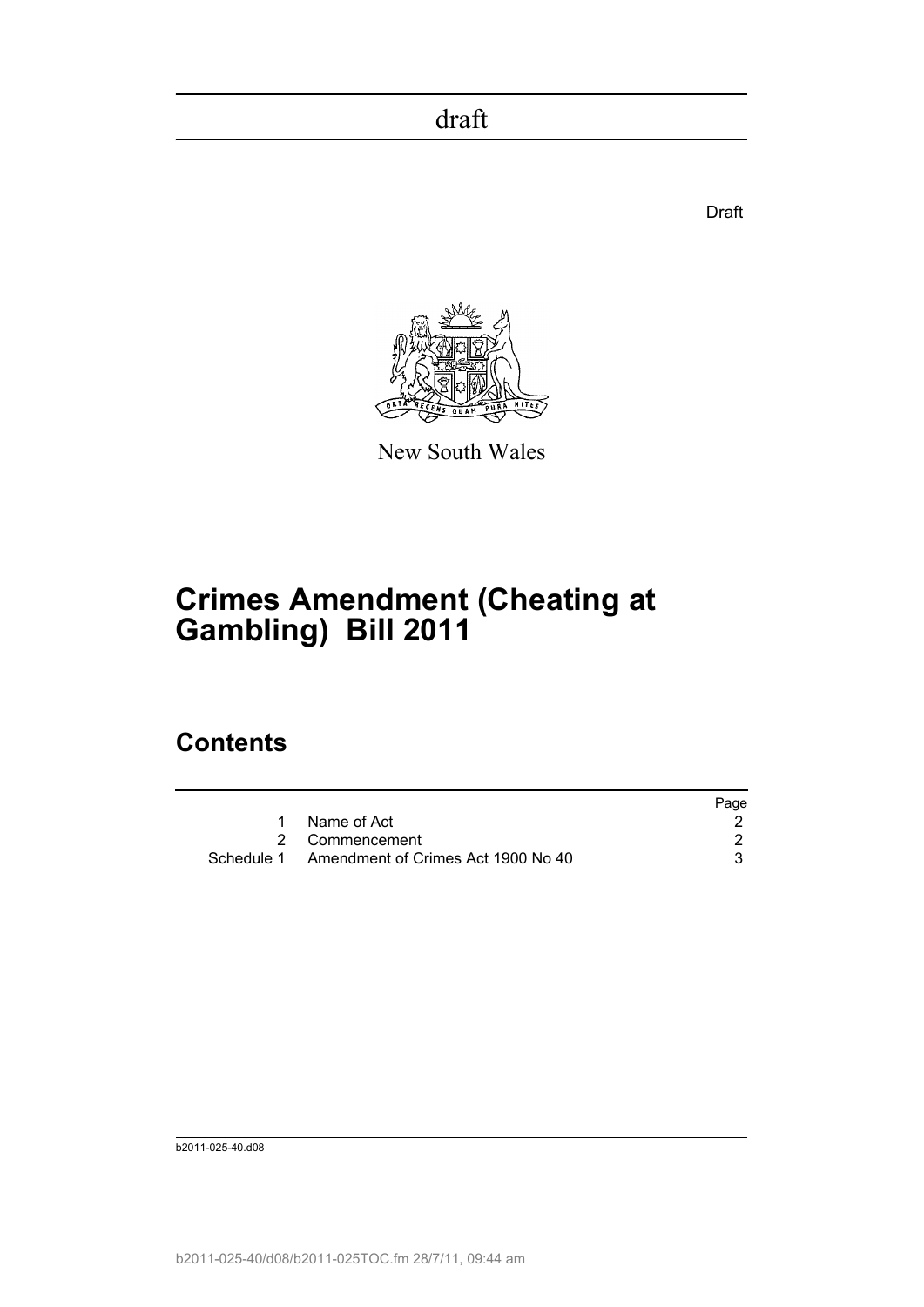draft

Draft

New South Wales

# Crimes Amendment (Cheating at Gambling) Bill 2011

## Contents

| | | Page |
|---|---|---|
| 1 | Name of Act | 2 |
| 2 | Commencement | 2 |
| Schedule 1 | Amendment of Crimes Act 1900 No 40 | 3 |

b2011-025-40.d08

b2011-025-40/d08/b2011-025TOC.fm 28/7/11, 09:44 am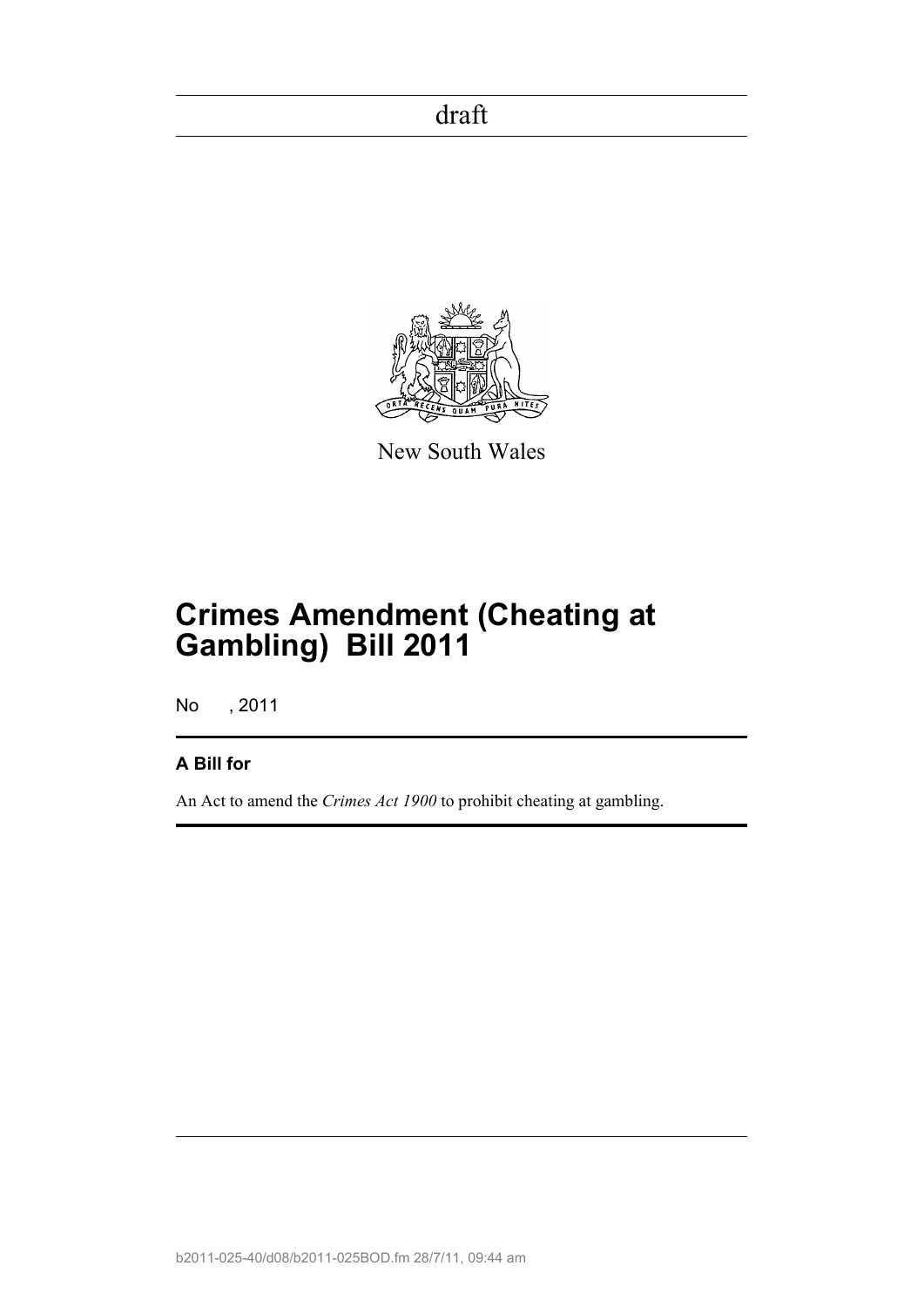draft

New South Wales

# Crimes Amendment (Cheating at Gambling) Bill 2011

No , 2011

**A Bill for**

An Act to amend the *Crimes Act 1900* to prohibit cheating at gambling.

b2011-025-40/d08/b2011-025BOD.fm 28/7/11, 09:44 am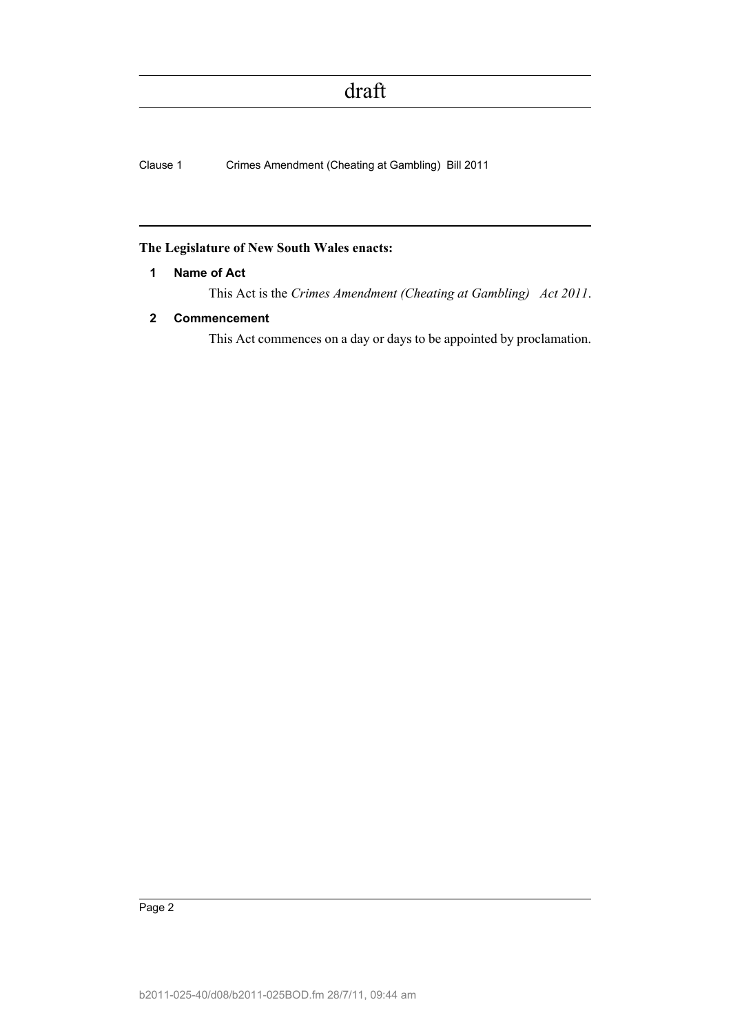**The Legislature of New South Wales enacts:**

**1 Name of Act**

This Act is the *Crimes Amendment (Cheating at Gambling) Act 2011*.

**2 Commencement**

This Act commences on a day or days to be appointed by proclamation.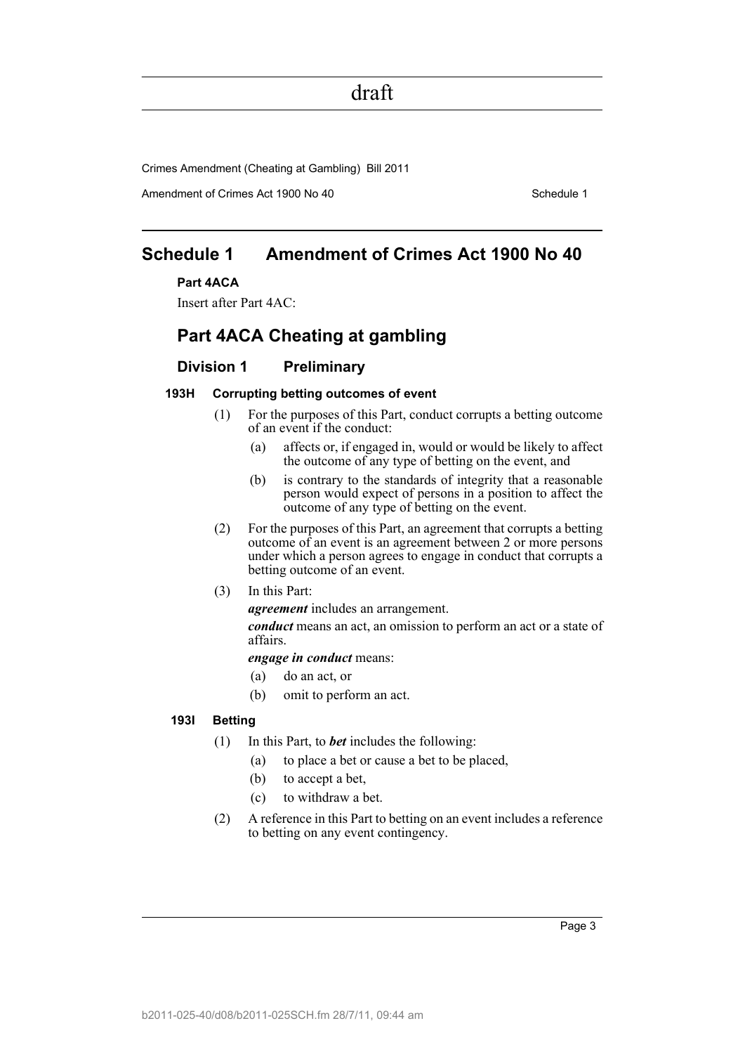# Schedule 1 Amendment of Crimes Act 1900 No 40

**Part 4ACA**

Insert after Part 4AC:

## Part 4ACA Cheating at gambling

### Division 1 Preliminary

#### 193H Corrupting betting outcomes of event

(1) For the purposes of this Part, conduct corrupts a betting outcome of an event if the conduct:

(a) affects or, if engaged in, would or would be likely to affect the outcome of any type of betting on the event, and

(b) is contrary to the standards of integrity that a reasonable person would expect of persons in a position to affect the outcome of any type of betting on the event.

(2) For the purposes of this Part, an agreement that corrupts a betting outcome of an event is an agreement between 2 or more persons under which a person agrees to engage in conduct that corrupts a betting outcome of an event.

(3) In this Part:

***agreement*** includes an arrangement.

***conduct*** means an act, an omission to perform an act or a state of affairs.

***engage in conduct*** means:

(a) do an act, or

(b) omit to perform an act.

#### 193I Betting

(1) In this Part, to ***bet*** includes the following:

(a) to place a bet or cause a bet to be placed,

(b) to accept a bet,

(c) to withdraw a bet.

(2) A reference in this Part to betting on an event includes a reference to betting on any event contingency.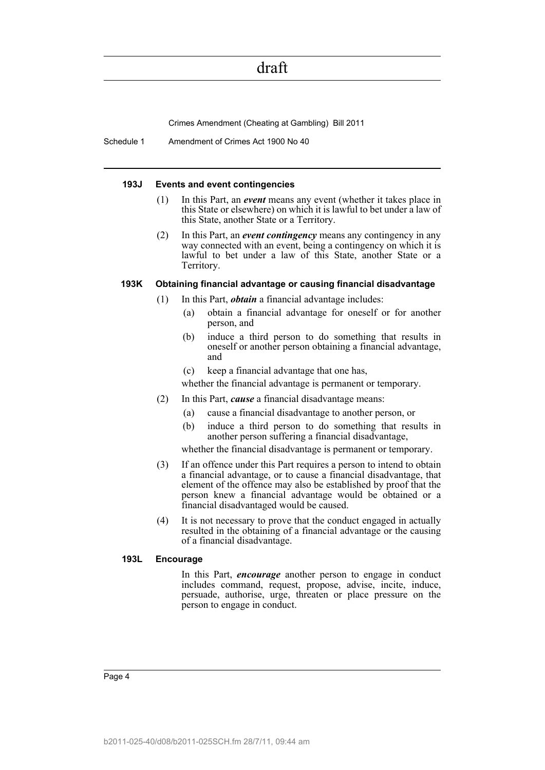#### 193J Events and event contingencies

(1) In this Part, an ***event*** means any event (whether it takes place in this State or elsewhere) on which it is lawful to bet under a law of this State, another State or a Territory.

(2) In this Part, an ***event contingency*** means any contingency in any way connected with an event, being a contingency on which it is lawful to bet under a law of this State, another State or a Territory.

#### 193K Obtaining financial advantage or causing financial disadvantage

(1) In this Part, ***obtain*** a financial advantage includes:

- (a) obtain a financial advantage for oneself or for another person, and
- (b) induce a third person to do something that results in oneself or another person obtaining a financial advantage, and
- (c) keep a financial advantage that one has,

whether the financial advantage is permanent or temporary.

(2) In this Part, ***cause*** a financial disadvantage means:

- (a) cause a financial disadvantage to another person, or
- (b) induce a third person to do something that results in another person suffering a financial disadvantage,

whether the financial disadvantage is permanent or temporary.

(3) If an offence under this Part requires a person to intend to obtain a financial advantage, or to cause a financial disadvantage, that element of the offence may also be established by proof that the person knew a financial advantage would be obtained or a financial disadvantaged would be caused.

(4) It is not necessary to prove that the conduct engaged in actually resulted in the obtaining of a financial advantage or the causing of a financial disadvantage.

#### 193L Encourage

In this Part, ***encourage*** another person to engage in conduct includes command, request, propose, advise, incite, induce, persuade, authorise, urge, threaten or place pressure on the person to engage in conduct.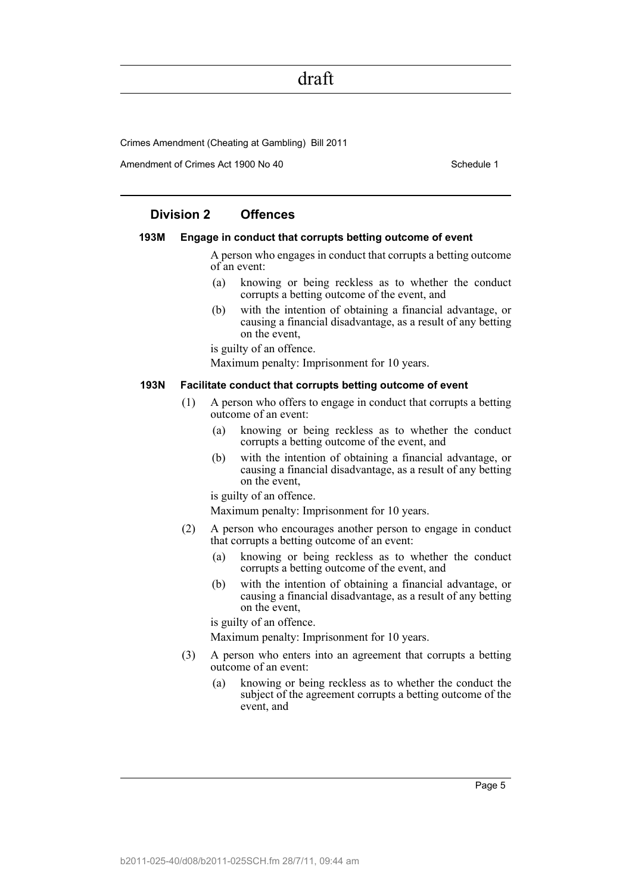## Division 2 Offences

### 193M Engage in conduct that corrupts betting outcome of event

A person who engages in conduct that corrupts a betting outcome of an event:

- (a) knowing or being reckless as to whether the conduct corrupts a betting outcome of the event, and
- (b) with the intention of obtaining a financial advantage, or causing a financial disadvantage, as a result of any betting on the event,

is guilty of an offence.

Maximum penalty: Imprisonment for 10 years.

### 193N Facilitate conduct that corrupts betting outcome of event

(1) A person who offers to engage in conduct that corrupts a betting outcome of an event:

- (a) knowing or being reckless as to whether the conduct corrupts a betting outcome of the event, and
- (b) with the intention of obtaining a financial advantage, or causing a financial disadvantage, as a result of any betting on the event,

is guilty of an offence.

Maximum penalty: Imprisonment for 10 years.

(2) A person who encourages another person to engage in conduct that corrupts a betting outcome of an event:

- (a) knowing or being reckless as to whether the conduct corrupts a betting outcome of the event, and
- (b) with the intention of obtaining a financial advantage, or causing a financial disadvantage, as a result of any betting on the event,

is guilty of an offence.

Maximum penalty: Imprisonment for 10 years.

(3) A person who enters into an agreement that corrupts a betting outcome of an event:

- (a) knowing or being reckless as to whether the conduct the subject of the agreement corrupts a betting outcome of the event, and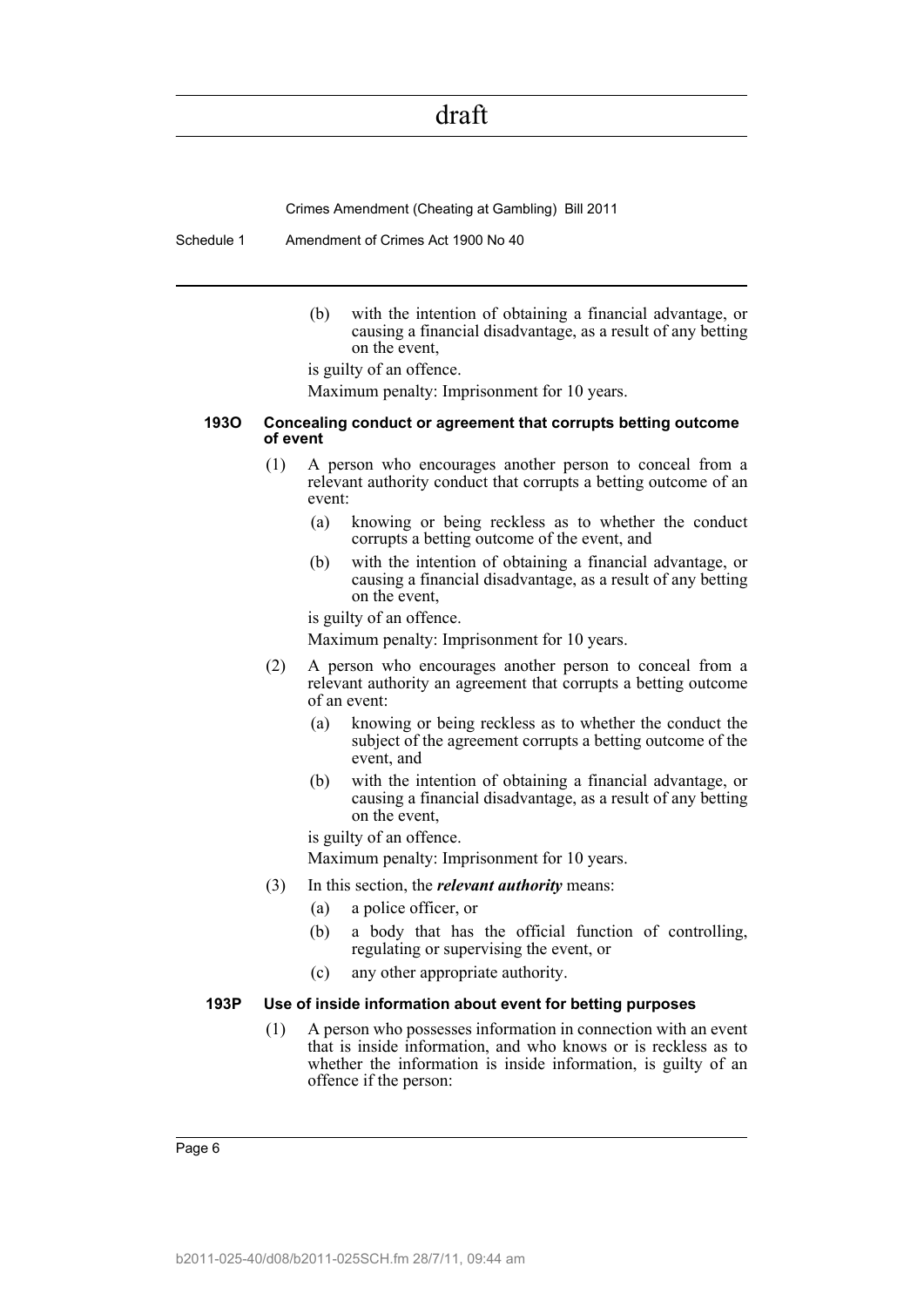(b) with the intention of obtaining a financial advantage, or causing a financial disadvantage, as a result of any betting on the event,

is guilty of an offence.

Maximum penalty: Imprisonment for 10 years.

#### 193O Concealing conduct or agreement that corrupts betting outcome of event

(1) A person who encourages another person to conceal from a relevant authority conduct that corrupts a betting outcome of an event:

(a) knowing or being reckless as to whether the conduct corrupts a betting outcome of the event, and

(b) with the intention of obtaining a financial advantage, or causing a financial disadvantage, as a result of any betting on the event,

is guilty of an offence.

Maximum penalty: Imprisonment for 10 years.

(2) A person who encourages another person to conceal from a relevant authority an agreement that corrupts a betting outcome of an event:

(a) knowing or being reckless as to whether the conduct the subject of the agreement corrupts a betting outcome of the event, and

(b) with the intention of obtaining a financial advantage, or causing a financial disadvantage, as a result of any betting on the event,

is guilty of an offence.

Maximum penalty: Imprisonment for 10 years.

(3) In this section, the ***relevant authority*** means:

(a) a police officer, or

(b) a body that has the official function of controlling, regulating or supervising the event, or

(c) any other appropriate authority.

#### 193P Use of inside information about event for betting purposes

(1) A person who possesses information in connection with an event that is inside information, and who knows or is reckless as to whether the information is inside information, is guilty of an offence if the person: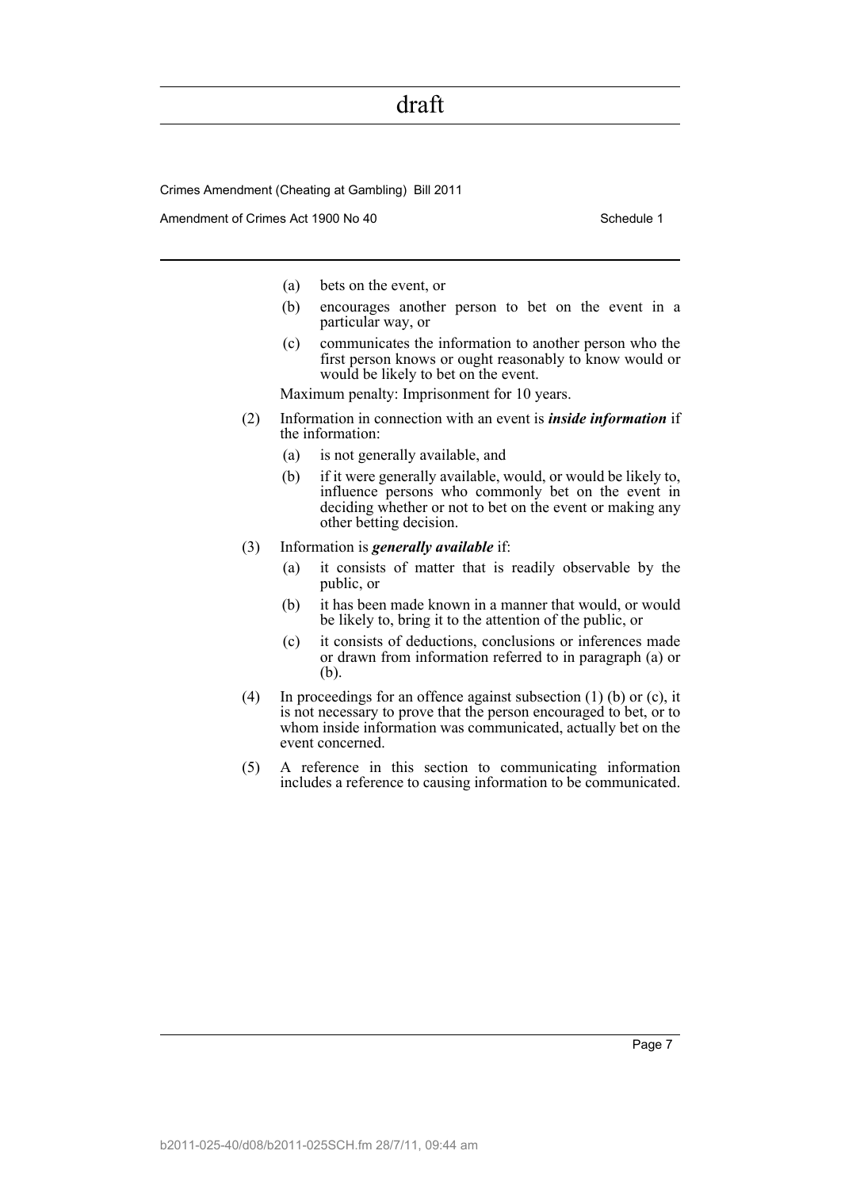(a) bets on the event, or

(b) encourages another person to bet on the event in a particular way, or

(c) communicates the information to another person who the first person knows or ought reasonably to know would or would be likely to bet on the event.

Maximum penalty: Imprisonment for 10 years.

(2) Information in connection with an event is ***inside information*** if the information:

(a) is not generally available, and

(b) if it were generally available, would, or would be likely to, influence persons who commonly bet on the event in deciding whether or not to bet on the event or making any other betting decision.

(3) Information is ***generally available*** if:

(a) it consists of matter that is readily observable by the public, or

(b) it has been made known in a manner that would, or would be likely to, bring it to the attention of the public, or

(c) it consists of deductions, conclusions or inferences made or drawn from information referred to in paragraph (a) or (b).

(4) In proceedings for an offence against subsection (1) (b) or (c), it is not necessary to prove that the person encouraged to bet, or to whom inside information was communicated, actually bet on the event concerned.

(5) A reference in this section to communicating information includes a reference to causing information to be communicated.